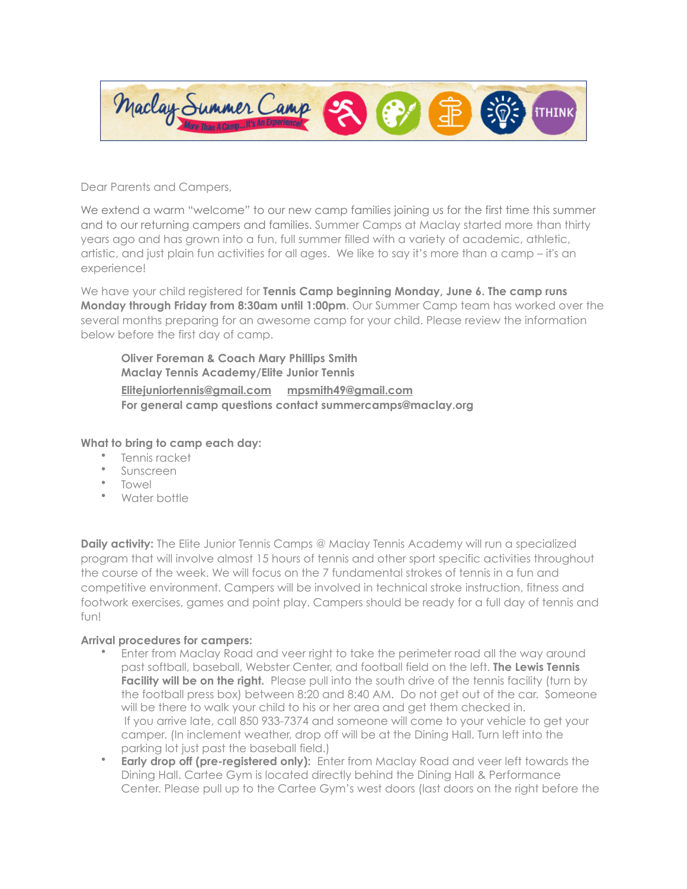Dear Parents and Campers,

We extend a warm "welcome" to our new camp families joining us for the first time this summer and to our returning campers and families. Summer Camps at Maclay started more than thirty years ago and has grown into a fun, full summer filled with a variety of academic, athletic, artistic, and just plain fun activities for all ages. We like to say it's more than a camp – it's an experience!

We have your child registered for **Tennis Camp beginning Monday, June 6. The camp runs Monday through Friday from 8:30am until 1:00pm**. Our Summer Camp team has worked over the several months preparing for an awesome camp for your child. Please review the information below before the first day of camp.

> **Oliver Foreman & Coach Mary Phillips Smith**
> **Maclay Tennis Academy/Elite Junior Tennis**
> **Elitejuniortennis@gmail.com** **mpsmith49@gmail.com**
> **For general camp questions contact summercamps@maclay.org**

**What to bring to camp each day:**

- Tennis racket
- Sunscreen
- Towel
- Water bottle

**Daily activity:** The Elite Junior Tennis Camps @ Maclay Tennis Academy will run a specialized program that will involve almost 15 hours of tennis and other sport specific activities throughout the course of the week. We will focus on the 7 fundamental strokes of tennis in a fun and competitive environment. Campers will be involved in technical stroke instruction, fitness and footwork exercises, games and point play. Campers should be ready for a full day of tennis and fun!

**Arrival procedures for campers:**

- Enter from Maclay Road and veer right to take the perimeter road all the way around past softball, baseball, Webster Center, and football field on the left. **The Lewis Tennis Facility will be on the right.** Please pull into the south drive of the tennis facility (turn by the football press box) between 8:20 and 8:40 AM. Do not get out of the car. Someone will be there to walk your child to his or her area and get them checked in.
  If you arrive late, call 850 933-7374 and someone will come to your vehicle to get your camper. (In inclement weather, drop off will be at the Dining Hall. Turn left into the parking lot just past the baseball field.)
- **Early drop off (pre-registered only):** Enter from Maclay Road and veer left towards the Dining Hall. Cartee Gym is located directly behind the Dining Hall & Performance Center. Please pull up to the Cartee Gym's west doors (last doors on the right before the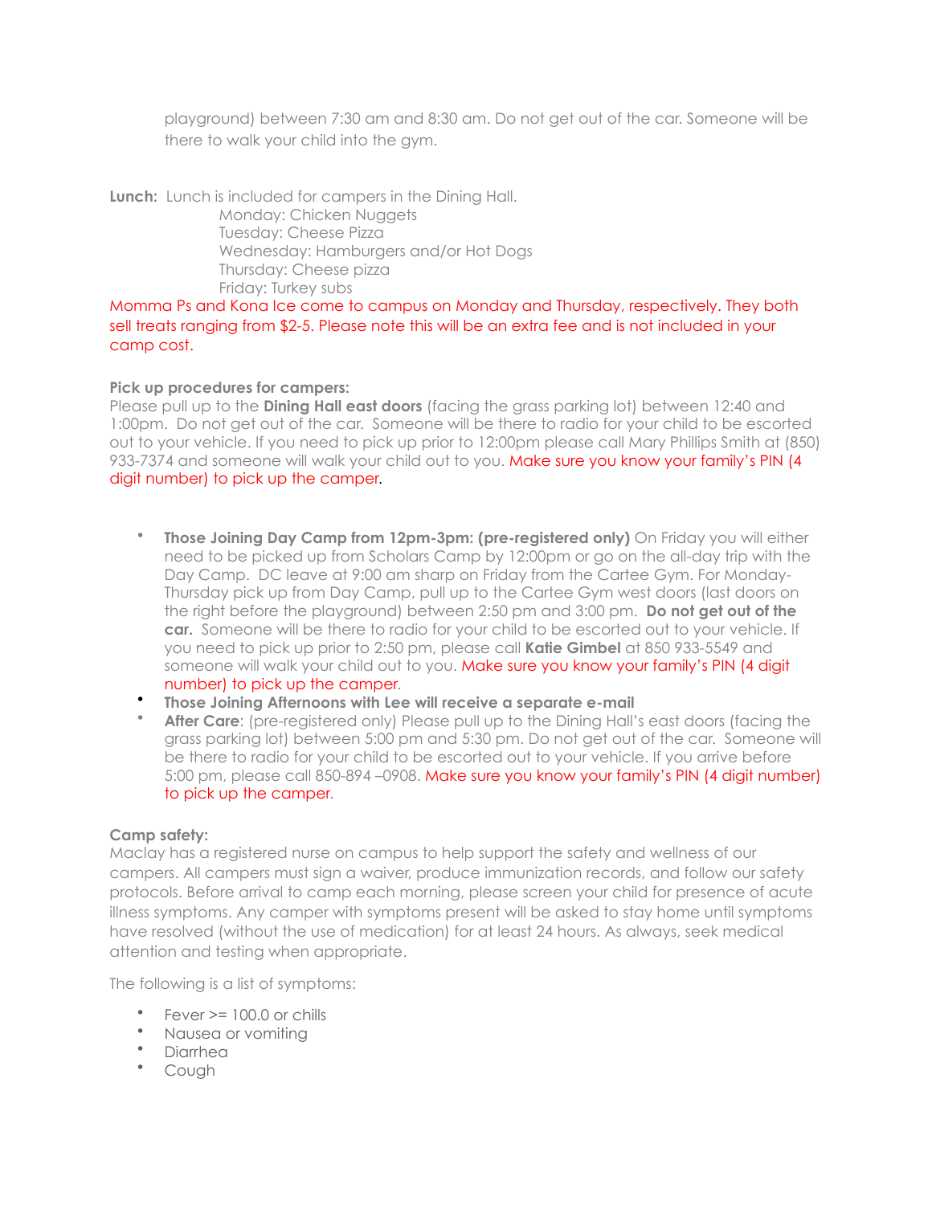playground) between 7:30 am and 8:30 am. Do not get out of the car. Someone will be there to walk your child into the gym.

**Lunch:** Lunch is included for campers in the Dining Hall.

Monday: Chicken Nuggets
Tuesday: Cheese Pizza
Wednesday: Hamburgers and/or Hot Dogs
Thursday: Cheese pizza
Friday: Turkey subs

Momma Ps and Kona Ice come to campus on Monday and Thursday, respectively. They both sell treats ranging from $2-5. Please note this will be an extra fee and is not included in your camp cost.

**Pick up procedures for campers:**
Please pull up to the **Dining Hall east doors** (facing the grass parking lot) between 12:40 and 1:00pm. Do not get out of the car. Someone will be there to radio for your child to be escorted out to your vehicle. If you need to pick up prior to 12:00pm please call Mary Phillips Smith at (850) 933-7374 and someone will walk your child out to you. Make sure you know your family's PIN (4 digit number) to pick up the camper.

- **Those Joining Day Camp from 12pm-3pm: (pre-registered only)** On Friday you will either need to be picked up from Scholars Camp by 12:00pm or go on the all-day trip with the Day Camp. DC leave at 9:00 am sharp on Friday from the Cartee Gym. For Monday-Thursday pick up from Day Camp, pull up to the Cartee Gym west doors (last doors on the right before the playground) between 2:50 pm and 3:00 pm. **Do not get out of the car.** Someone will be there to radio for your child to be escorted out to your vehicle. If you need to pick up prior to 2:50 pm, please call **Katie Gimbel** at 850 933-5549 and someone will walk your child out to you. Make sure you know your family's PIN (4 digit number) to pick up the camper.
- **Those Joining Afternoons with Lee will receive a separate e-mail**
- **After Care**: (pre-registered only) Please pull up to the Dining Hall's east doors (facing the grass parking lot) between 5:00 pm and 5:30 pm. Do not get out of the car. Someone will be there to radio for your child to be escorted out to your vehicle. If you arrive before 5:00 pm, please call 850-894 –0908. Make sure you know your family's PIN (4 digit number) to pick up the camper.

**Camp safety:**
Maclay has a registered nurse on campus to help support the safety and wellness of our campers. All campers must sign a waiver, produce immunization records, and follow our safety protocols. Before arrival to camp each morning, please screen your child for presence of acute illness symptoms. Any camper with symptoms present will be asked to stay home until symptoms have resolved (without the use of medication) for at least 24 hours. As always, seek medical attention and testing when appropriate.

The following is a list of symptoms:

- Fever >= 100.0 or chills
- Nausea or vomiting
- Diarrhea
- Cough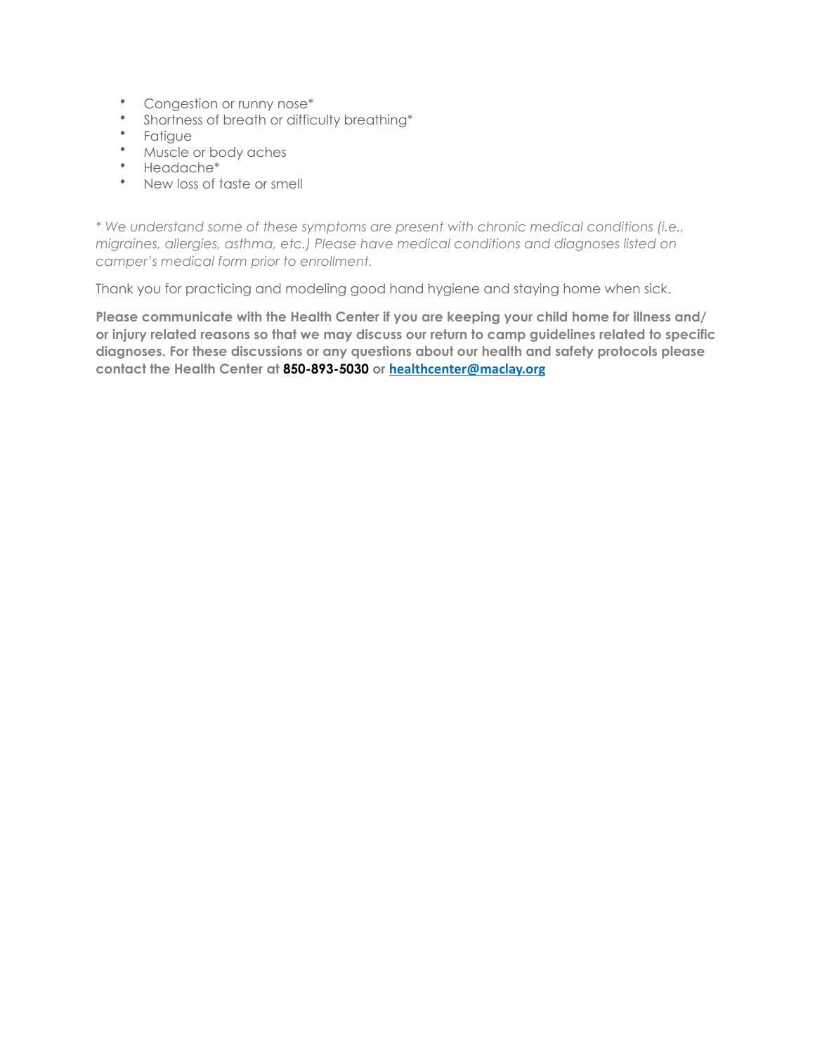- Congestion or runny nose*
- Shortness of breath or difficulty breathing*
- Fatigue
- Muscle or body aches
- Headache*
- New loss of taste or smell

*\* We understand some of these symptoms are present with chronic medical conditions (i.e., migraines, allergies, asthma, etc.) Please have medical conditions and diagnoses listed on camper's medical form prior to enrollment.*

Thank you for practicing and modeling good hand hygiene and staying home when sick.

**Please communicate with the Health Center if you are keeping your child home for illness and/ or injury related reasons so that we may discuss our return to camp guidelines related to specific diagnoses. For these discussions or any questions about our health and safety protocols please contact the Health Center at 850-893-5030 or healthcenter@maclay.org**